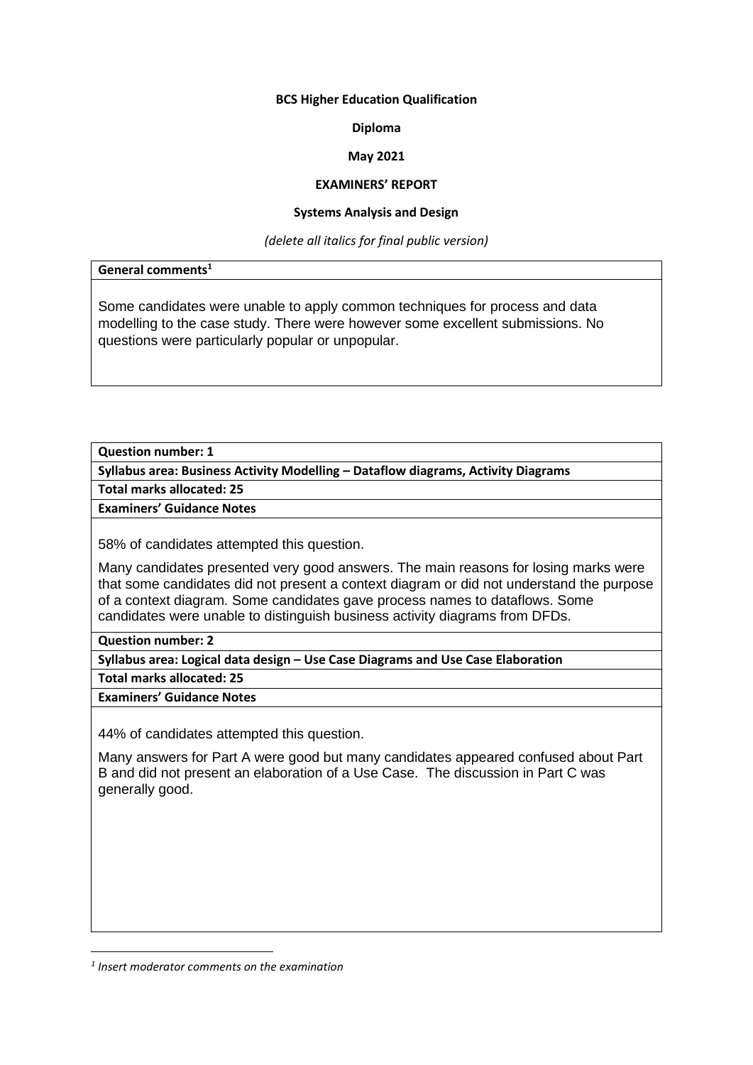**BCS Higher Education Qualification**

**Diploma**

**May 2021**

**EXAMINERS' REPORT**

**Systems Analysis and Design**

*(delete all italics for final public version)*

| **General comments**[1] |
| --- |
| Some candidates were unable to apply common techniques for process and data modelling to the case study. There were however some excellent submissions. No questions were particularly popular or unpopular. |

| **Question number: 1** |
| --- |
| **Syllabus area: Business Activity Modelling – Dataflow diagrams, Activity Diagrams** |
| **Total marks allocated: 25** |
| **Examiners' Guidance Notes** |
| 58% of candidates attempted this question. Many candidates presented very good answers. The main reasons for losing marks were that some candidates did not present a context diagram or did not understand the purpose of a context diagram. Some candidates gave process names to dataflows. Some candidates were unable to distinguish business activity diagrams from DFDs. |
| **Question number: 2** |
| **Syllabus area: Logical data design – Use Case Diagrams and Use Case Elaboration** |
| **Total marks allocated: 25** |
| **Examiners' Guidance Notes** |
| 44% of candidates attempted this question. Many answers for Part A were good but many candidates appeared confused about Part B and did not present an elaboration of a Use Case. The discussion in Part C was generally good. |

[1] *Insert moderator comments on the examination*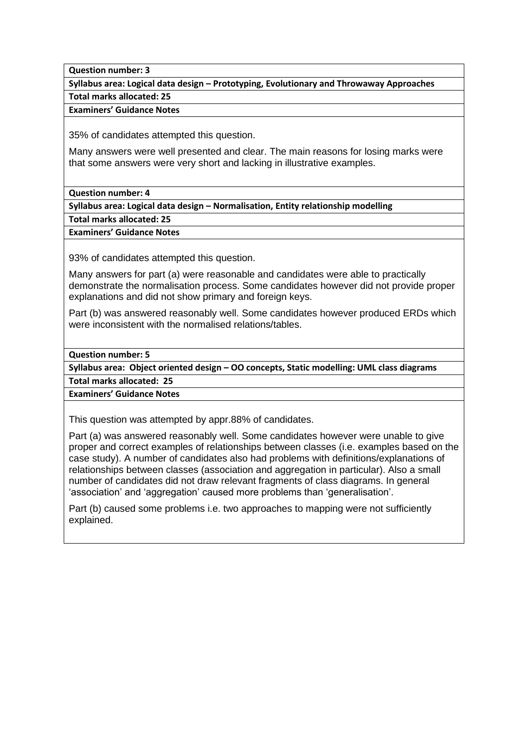**Question number: 3**

**Syllabus area: Logical data design – Prototyping, Evolutionary and Throwaway Approaches**

**Total marks allocated: 25**

**Examiners' Guidance Notes**

35% of candidates attempted this question.

Many answers were well presented and clear. The main reasons for losing marks were that some answers were very short and lacking in illustrative examples.

**Question number: 4**

**Syllabus area: Logical data design – Normalisation, Entity relationship modelling**

**Total marks allocated: 25**

**Examiners' Guidance Notes**

93% of candidates attempted this question.

Many answers for part (a) were reasonable and candidates were able to practically demonstrate the normalisation process. Some candidates however did not provide proper explanations and did not show primary and foreign keys.

Part (b) was answered reasonably well. Some candidates however produced ERDs which were inconsistent with the normalised relations/tables.

**Question number: 5**

**Syllabus area: Object oriented design – OO concepts, Static modelling: UML class diagrams**

**Total marks allocated: 25**

**Examiners' Guidance Notes**

This question was attempted by appr.88% of candidates.

Part (a) was answered reasonably well. Some candidates however were unable to give proper and correct examples of relationships between classes (i.e. examples based on the case study). A number of candidates also had problems with definitions/explanations of relationships between classes (association and aggregation in particular). Also a small number of candidates did not draw relevant fragments of class diagrams. In general 'association' and 'aggregation' caused more problems than 'generalisation'.

Part (b) caused some problems i.e. two approaches to mapping were not sufficiently explained.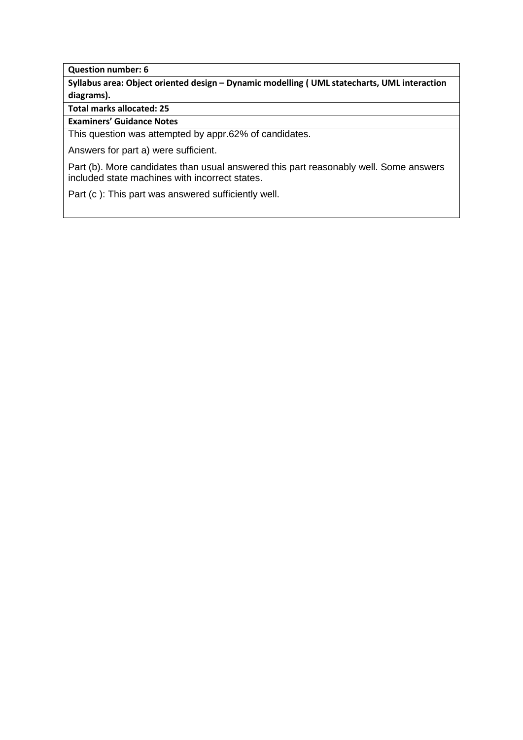**Question number: 6**

**Syllabus area: Object oriented design – Dynamic modelling ( UML statecharts, UML interaction diagrams).**

**Total marks allocated: 25**

**Examiners' Guidance Notes**

This question was attempted by appr.62% of candidates.

Answers for part a) were sufficient.

Part (b). More candidates than usual answered this part reasonably well. Some answers included state machines with incorrect states.

Part (c ): This part was answered sufficiently well.